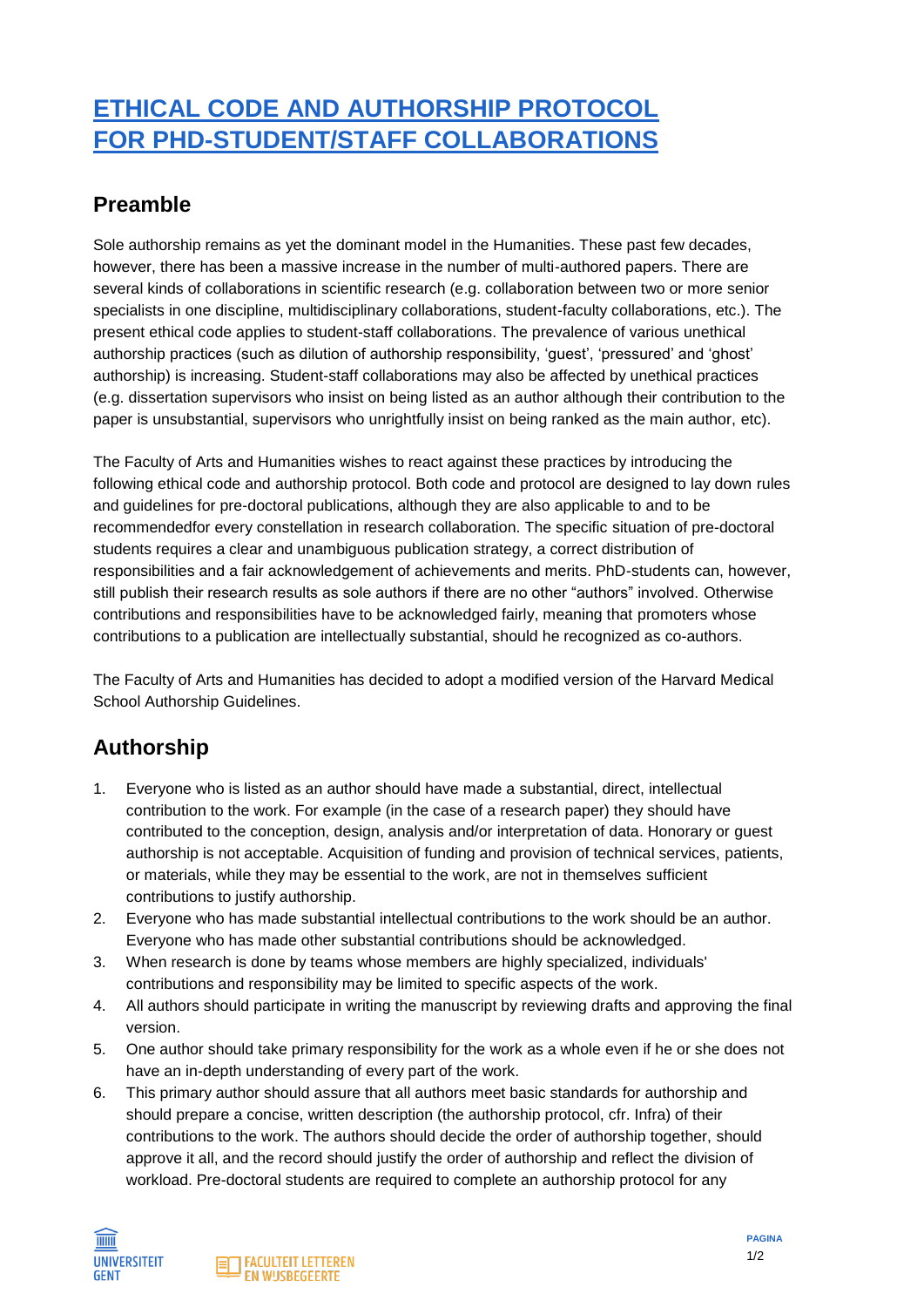# ETHICAL CODE AND AUTHORSHIP PROTOCOL FOR PHD-STUDENT/STAFF COLLABORATIONS

## Preamble

Sole authorship remains as yet the dominant model in the Humanities. These past few decades, however, there has been a massive increase in the number of multi-authored papers. There are several kinds of collaborations in scientific research (e.g. collaboration between two or more senior specialists in one discipline, multidisciplinary collaborations, student-faculty collaborations, etc.). The present ethical code applies to student-staff collaborations. The prevalence of various unethical authorship practices (such as dilution of authorship responsibility, 'guest', 'pressured' and 'ghost' authorship) is increasing. Student-staff collaborations may also be affected by unethical practices (e.g. dissertation supervisors who insist on being listed as an author although their contribution to the paper is unsubstantial, supervisors who unrightfully insist on being ranked as the main author, etc).

The Faculty of Arts and Humanities wishes to react against these practices by introducing the following ethical code and authorship protocol. Both code and protocol are designed to lay down rules and guidelines for pre-doctoral publications, although they are also applicable to and to be recommendedfor every constellation in research collaboration. The specific situation of pre-doctoral students requires a clear and unambiguous publication strategy, a correct distribution of responsibilities and a fair acknowledgement of achievements and merits. PhD-students can, however, still publish their research results as sole authors if there are no other "authors" involved. Otherwise contributions and responsibilities have to be acknowledged fairly, meaning that promoters whose contributions to a publication are intellectually substantial, should he recognized as co-authors.

The Faculty of Arts and Humanities has decided to adopt a modified version of the Harvard Medical School Authorship Guidelines.

## Authorship

1. Everyone who is listed as an author should have made a substantial, direct, intellectual contribution to the work. For example (in the case of a research paper) they should have contributed to the conception, design, analysis and/or interpretation of data. Honorary or guest authorship is not acceptable. Acquisition of funding and provision of technical services, patients, or materials, while they may be essential to the work, are not in themselves sufficient contributions to justify authorship.
2. Everyone who has made substantial intellectual contributions to the work should be an author. Everyone who has made other substantial contributions should be acknowledged.
3. When research is done by teams whose members are highly specialized, individuals' contributions and responsibility may be limited to specific aspects of the work.
4. All authors should participate in writing the manuscript by reviewing drafts and approving the final version.
5. One author should take primary responsibility for the work as a whole even if he or she does not have an in-depth understanding of every part of the work.
6. This primary author should assure that all authors meet basic standards for authorship and should prepare a concise, written description (the authorship protocol, cfr. Infra) of their contributions to the work. The authors should decide the order of authorship together, should approve it all, and the record should justify the order of authorship and reflect the division of workload. Pre-doctoral students are required to complete an authorship protocol for any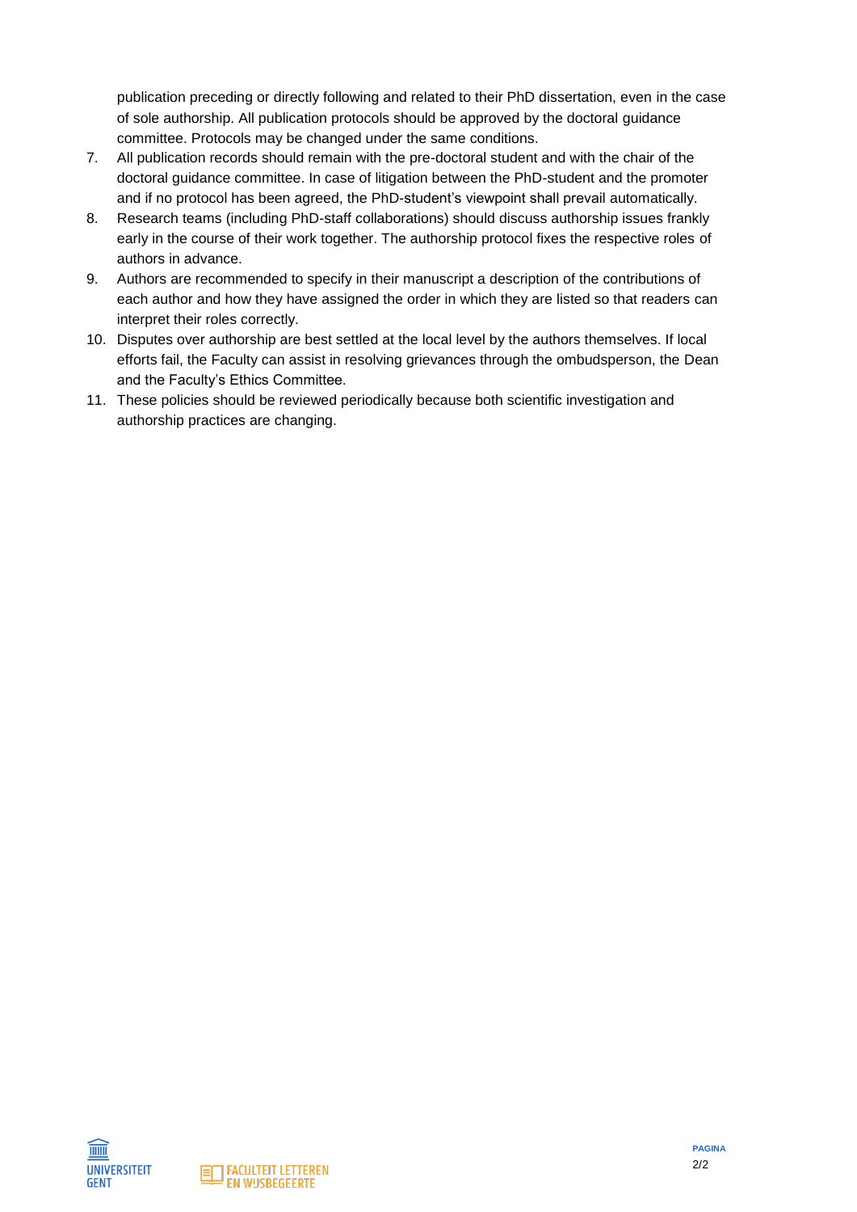publication preceding or directly following and related to their PhD dissertation, even in the case of sole authorship. All publication protocols should be approved by the doctoral guidance committee. Protocols may be changed under the same conditions.

7. All publication records should remain with the pre-doctoral student and with the chair of the doctoral guidance committee. In case of litigation between the PhD-student and the promoter and if no protocol has been agreed, the PhD-student's viewpoint shall prevail automatically.
8. Research teams (including PhD-staff collaborations) should discuss authorship issues frankly early in the course of their work together. The authorship protocol fixes the respective roles of authors in advance.
9. Authors are recommended to specify in their manuscript a description of the contributions of each author and how they have assigned the order in which they are listed so that readers can interpret their roles correctly.
10. Disputes over authorship are best settled at the local level by the authors themselves. If local efforts fail, the Faculty can assist in resolving grievances through the ombudsperson, the Dean and the Faculty's Ethics Committee.
11. These policies should be reviewed periodically because both scientific investigation and authorship practices are changing.